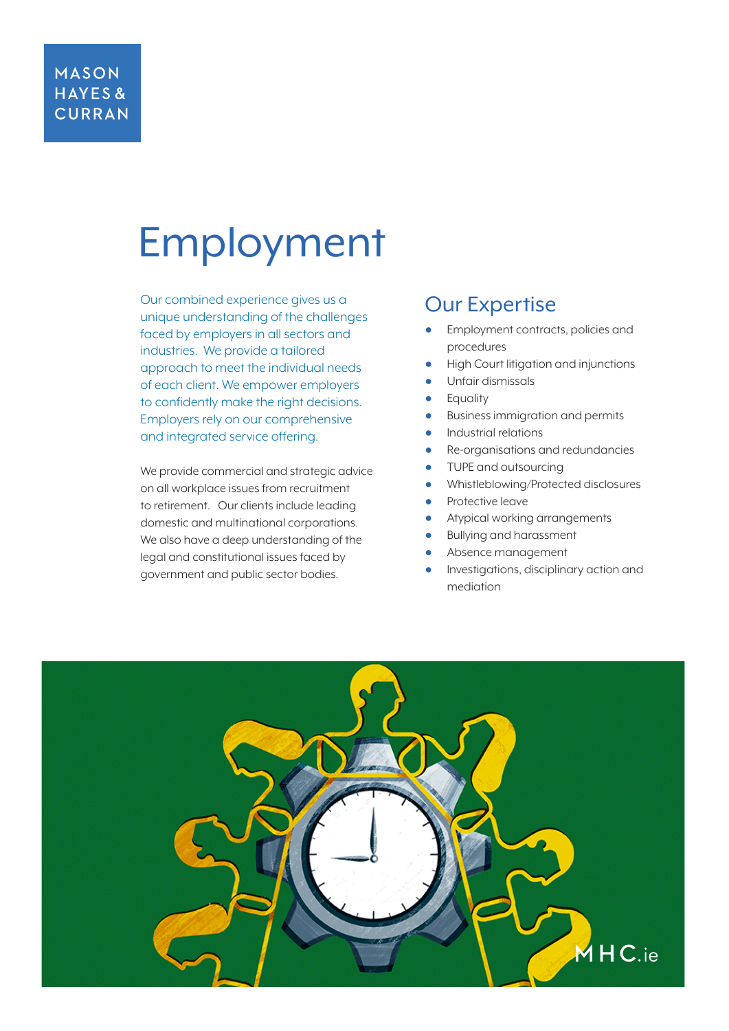MASON HAYES & CURRAN

# Employment

Our combined experience gives us a unique understanding of the challenges faced by employers in all sectors and industries. We provide a tailored approach to meet the individual needs of each client. We empower employers to confidently make the right decisions. Employers rely on our comprehensive and integrated service offering.

We provide commercial and strategic advice on all workplace issues from recruitment to retirement. Our clients include leading domestic and multinational corporations. We also have a deep understanding of the legal and constitutional issues faced by government and public sector bodies.

## Our Expertise

- Employment contracts, policies and procedures
- High Court litigation and injunctions
- Unfair dismissals
- Equality
- Business immigration and permits
- Industrial relations
- Re-organisations and redundancies
- TUPE and outsourcing
- Whistleblowing/Protected disclosures
- Protective leave
- Atypical working arrangements
- Bullying and harassment
- Absence management
- Investigations, disciplinary action and mediation

MHC.ie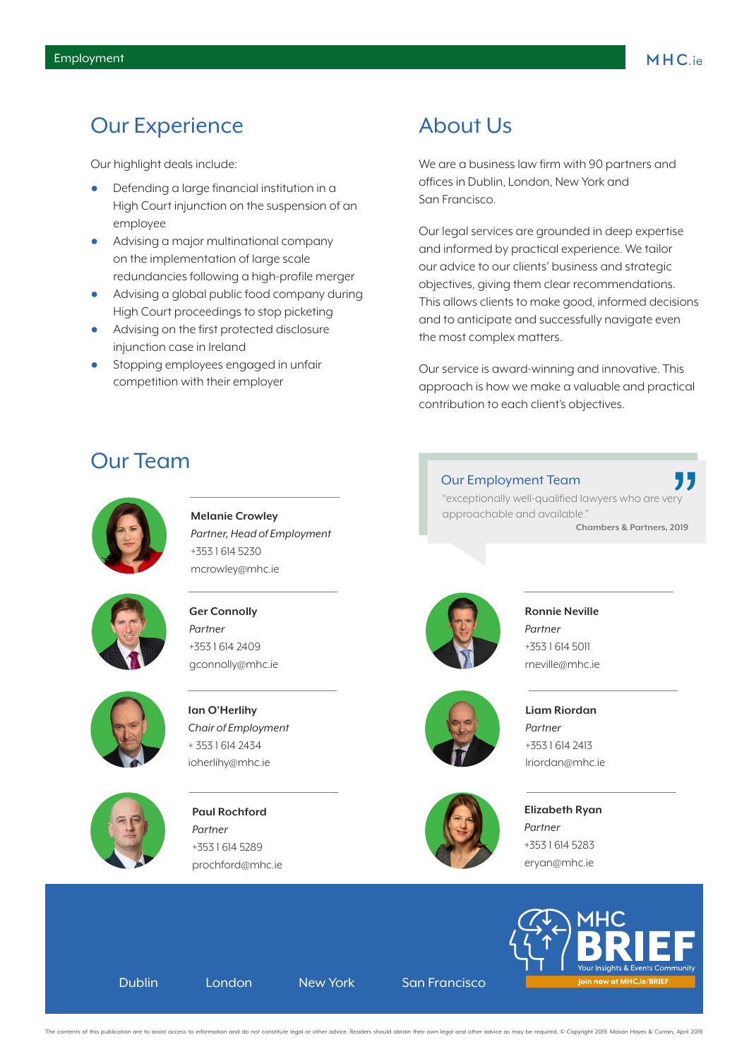## Our Experience

Our highlight deals include:

- Defending a large financial institution in a High Court injunction on the suspension of an employee
- Advising a major multinational company on the implementation of large scale redundancies following a high-profile merger
- Advising a global public food company during High Court proceedings to stop picketing
- Advising on the first protected disclosure injunction case in Ireland
- Stopping employees engaged in unfair competition with their employer

## About Us

We are a business law firm with 90 partners and offices in Dublin, London, New York and San Francisco.

Our legal services are grounded in deep expertise and informed by practical experience. We tailor our advice to our clients' business and strategic objectives, giving them clear recommendations. This allows clients to make good, informed decisions and to anticipate and successfully navigate even the most complex matters.

Our service is award-winning and innovative. This approach is how we make a valuable and practical contribution to each client's objectives.

## Our Team

**Our Employment Team**

"exceptionally well-qualified lawyers who are very approachable and available."

**Chambers & Partners, 2019**

**Melanie Crowley**
*Partner, Head of Employment*
+353 1 614 5230
mcrowley@mhc.ie

**Ger Connolly**
*Partner*
+353 1 614 2409
gconnolly@mhc.ie

**Ian O'Herlihy**
*Chair of Employment*
+ 353 1 614 2434
ioherlihy@mhc.ie

**Paul Rochford**
*Partner*
+353 1 614 5289
prochford@mhc.ie

**Ronnie Neville**
*Partner*
+353 1 614 5011
rneville@mhc.ie

**Liam Riordan**
*Partner*
+353 1 614 2413
lriordan@mhc.ie

**Elizabeth Ryan**
*Partner*
+353 1 614 5283
eryan@mhc.ie

Dublin London New York San Francisco

MHC BRIEF
Your Insights & Events Community
Join now at MHC.ie/BRIEF

The contents of this publication are to assist access to information and do not constitute legal or other advice. Readers should obtain their own legal and other advice as may be required. © Copyright 2019. Mason Hayes & Curran, April 2019.